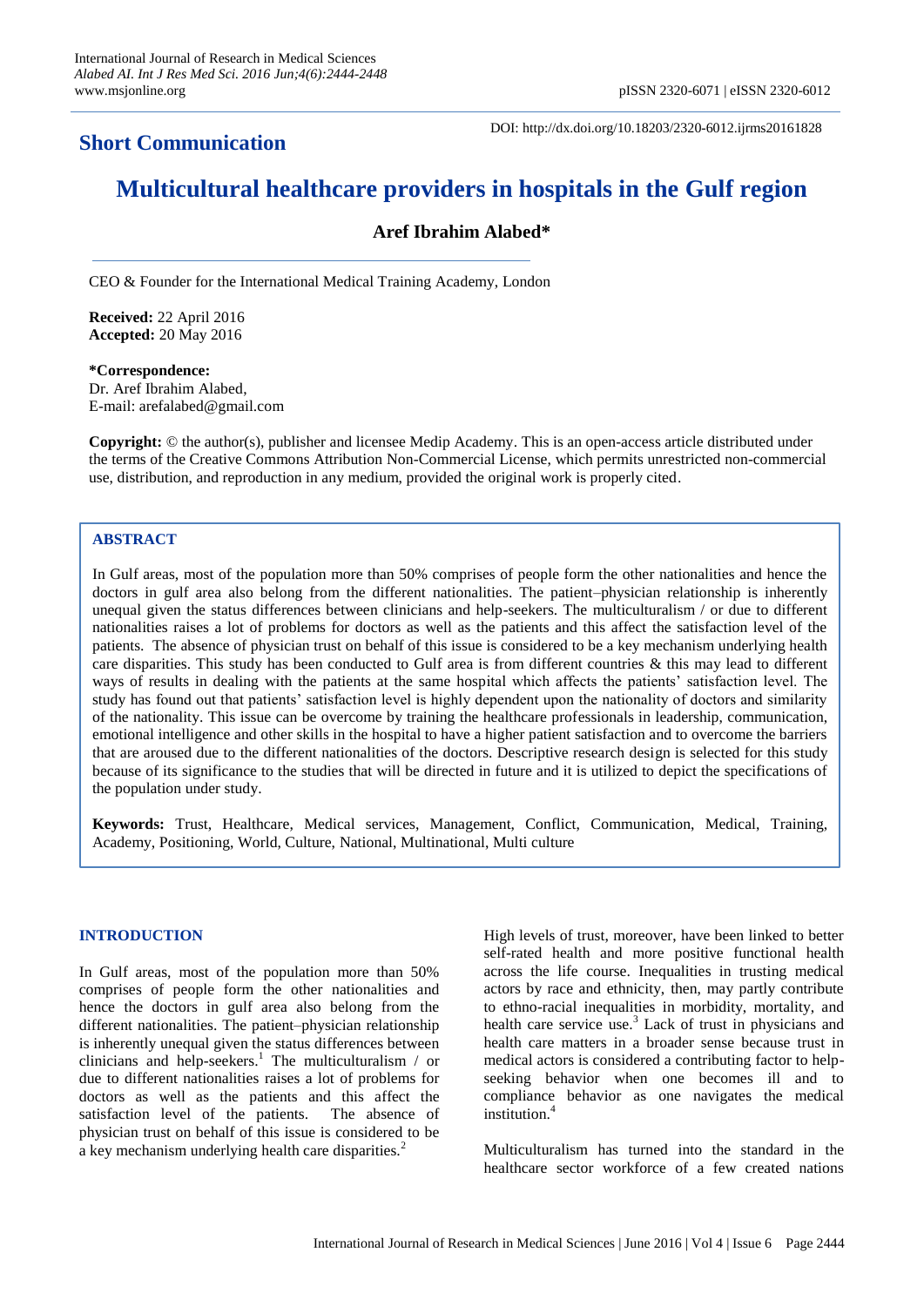**Short Communication**

DOI: http://dx.doi.org/10.18203/2320-6012.ijrms20161828

# Multicultural healthcare providers in hospitals in the Gulf region

**Aref Ibrahim Alabed***

CEO & Founder for the International Medical Training Academy, London

**Received:** 22 April 2016
**Accepted:** 20 May 2016

***Correspondence:**
Dr. Aref Ibrahim Alabed,
E-mail: arefalabed@gmail.com

**Copyright:** © the author(s), publisher and licensee Medip Academy. This is an open-access article distributed under the terms of the Creative Commons Attribution Non-Commercial License, which permits unrestricted non-commercial use, distribution, and reproduction in any medium, provided the original work is properly cited.

## ABSTRACT

In Gulf areas, most of the population more than 50% comprises of people form the other nationalities and hence the doctors in gulf area also belong from the different nationalities. The patient–physician relationship is inherently unequal given the status differences between clinicians and help-seekers. The multiculturalism / or due to different nationalities raises a lot of problems for doctors as well as the patients and this affect the satisfaction level of the patients. The absence of physician trust on behalf of this issue is considered to be a key mechanism underlying health care disparities. This study has been conducted to Gulf area is from different countries & this may lead to different ways of results in dealing with the patients at the same hospital which affects the patients' satisfaction level. The study has found out that patients' satisfaction level is highly dependent upon the nationality of doctors and similarity of the nationality. This issue can be overcome by training the healthcare professionals in leadership, communication, emotional intelligence and other skills in the hospital to have a higher patient satisfaction and to overcome the barriers that are aroused due to the different nationalities of the doctors. Descriptive research design is selected for this study because of its significance to the studies that will be directed in future and it is utilized to depict the specifications of the population under study.

**Keywords:** Trust, Healthcare, Medical services, Management, Conflict, Communication, Medical, Training, Academy, Positioning, World, Culture, National, Multinational, Multi culture

## INTRODUCTION

In Gulf areas, most of the population more than 50% comprises of people form the other nationalities and hence the doctors in gulf area also belong from the different nationalities. The patient–physician relationship is inherently unequal given the status differences between clinicians and help-seekers.[1] The multiculturalism / or due to different nationalities raises a lot of problems for doctors as well as the patients and this affect the satisfaction level of the patients. The absence of physician trust on behalf of this issue is considered to be a key mechanism underlying health care disparities.[2]

High levels of trust, moreover, have been linked to better self-rated health and more positive functional health across the life course. Inequalities in trusting medical actors by race and ethnicity, then, may partly contribute to ethno-racial inequalities in morbidity, mortality, and health care service use.[3] Lack of trust in physicians and health care matters in a broader sense because trust in medical actors is considered a contributing factor to help-seeking behavior when one becomes ill and to compliance behavior as one navigates the medical institution.[4]

Multiculturalism has turned into the standard in the healthcare sector workforce of a few created nations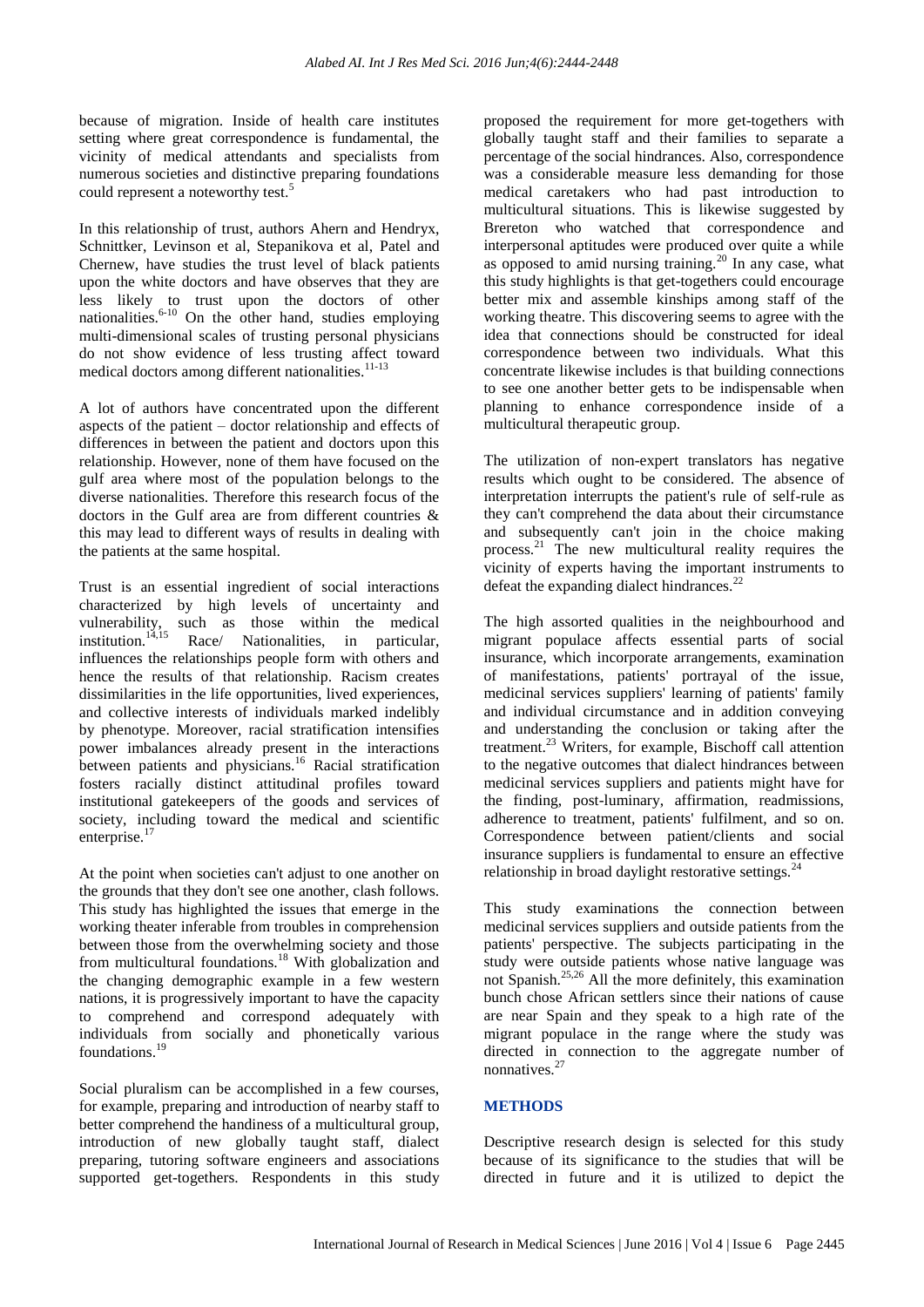because of migration. Inside of health care institutes setting where great correspondence is fundamental, the vicinity of medical attendants and specialists from numerous societies and distinctive preparing foundations could represent a noteworthy test.[5]

In this relationship of trust, authors Ahern and Hendryx, Schnittker, Levinson et al, Stepanikova et al, Patel and Chernew, have studies the trust level of black patients upon the white doctors and have observes that they are less likely to trust upon the doctors of other nationalities.[6-10] On the other hand, studies employing multi-dimensional scales of trusting personal physicians do not show evidence of less trusting affect toward medical doctors among different nationalities.[11-13]

A lot of authors have concentrated upon the different aspects of the patient – doctor relationship and effects of differences in between the patient and doctors upon this relationship. However, none of them have focused on the gulf area where most of the population belongs to the diverse nationalities. Therefore this research focus of the doctors in the Gulf area are from different countries & this may lead to different ways of results in dealing with the patients at the same hospital.

Trust is an essential ingredient of social interactions characterized by high levels of uncertainty and vulnerability, such as those within the medical institution.[14,15] Race/ Nationalities, in particular, influences the relationships people form with others and hence the results of that relationship. Racism creates dissimilarities in the life opportunities, lived experiences, and collective interests of individuals marked indelibly by phenotype. Moreover, racial stratification intensifies power imbalances already present in the interactions between patients and physicians.[16] Racial stratification fosters racially distinct attitudinal profiles toward institutional gatekeepers of the goods and services of society, including toward the medical and scientific enterprise.[17]

At the point when societies can't adjust to one another on the grounds that they don't see one another, clash follows. This study has highlighted the issues that emerge in the working theater inferable from troubles in comprehension between those from the overwhelming society and those from multicultural foundations.[18] With globalization and the changing demographic example in a few western nations, it is progressively important to have the capacity to comprehend and correspond adequately with individuals from socially and phonetically various foundations.[19]

Social pluralism can be accomplished in a few courses, for example, preparing and introduction of nearby staff to better comprehend the handiness of a multicultural group, introduction of new globally taught staff, dialect preparing, tutoring software engineers and associations supported get-togethers. Respondents in this study proposed the requirement for more get-togethers with globally taught staff and their families to separate a percentage of the social hindrances. Also, correspondence was a considerable measure less demanding for those medical caretakers who had past introduction to multicultural situations. This is likewise suggested by Brereton who watched that correspondence and interpersonal aptitudes were produced over quite a while as opposed to amid nursing training.[20] In any case, what this study highlights is that get-togethers could encourage better mix and assemble kinships among staff of the working theatre. This discovering seems to agree with the idea that connections should be constructed for ideal correspondence between two individuals. What this concentrate likewise includes is that building connections to see one another better gets to be indispensable when planning to enhance correspondence inside of a multicultural therapeutic group.

The utilization of non-expert translators has negative results which ought to be considered. The absence of interpretation interrupts the patient's rule of self-rule as they can't comprehend the data about their circumstance and subsequently can't join in the choice making process.[21] The new multicultural reality requires the vicinity of experts having the important instruments to defeat the expanding dialect hindrances.[22]

The high assorted qualities in the neighbourhood and migrant populace affects essential parts of social insurance, which incorporate arrangements, examination of manifestations, patients' portrayal of the issue, medicinal services suppliers' learning of patients' family and individual circumstance and in addition conveying and understanding the conclusion or taking after the treatment.[23] Writers, for example, Bischoff call attention to the negative outcomes that dialect hindrances between medicinal services suppliers and patients might have for the finding, post-luminary, affirmation, readmissions, adherence to treatment, patients' fulfilment, and so on. Correspondence between patient/clients and social insurance suppliers is fundamental to ensure an effective relationship in broad daylight restorative settings.[24]

This study examinations the connection between medicinal services suppliers and outside patients from the patients' perspective. The subjects participating in the study were outside patients whose native language was not Spanish.[25,26] All the more definitely, this examination bunch chose African settlers since their nations of cause are near Spain and they speak to a high rate of the migrant populace in the range where the study was directed in connection to the aggregate number of nonnatives.[27]

## METHODS

Descriptive research design is selected for this study because of its significance to the studies that will be directed in future and it is utilized to depict the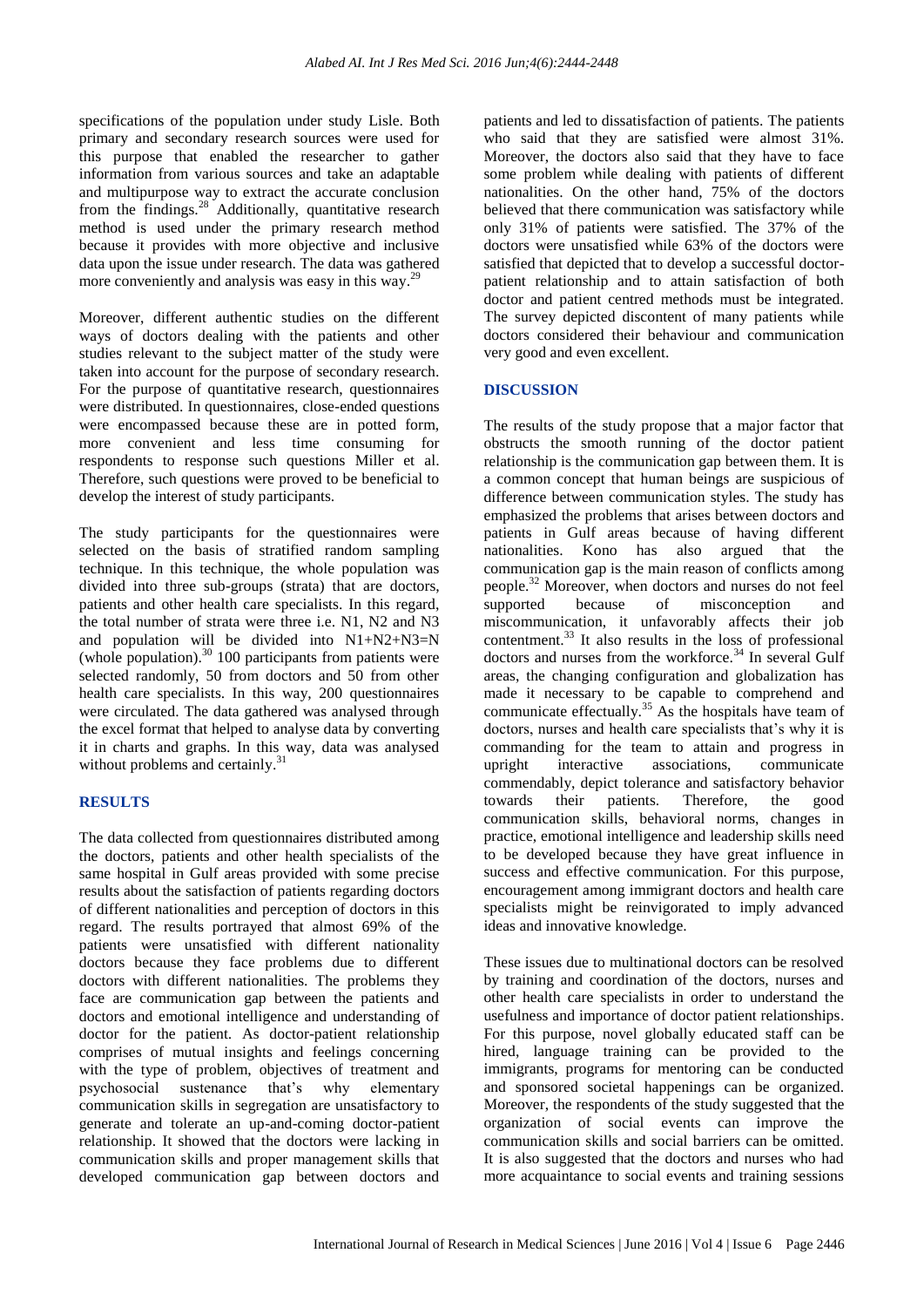specifications of the population under study Lisle. Both primary and secondary research sources were used for this purpose that enabled the researcher to gather information from various sources and take an adaptable and multipurpose way to extract the accurate conclusion from the findings.[28] Additionally, quantitative research method is used under the primary research method because it provides with more objective and inclusive data upon the issue under research. The data was gathered more conveniently and analysis was easy in this way.[29]

Moreover, different authentic studies on the different ways of doctors dealing with the patients and other studies relevant to the subject matter of the study were taken into account for the purpose of secondary research. For the purpose of quantitative research, questionnaires were distributed. In questionnaires, close-ended questions were encompassed because these are in potted form, more convenient and less time consuming for respondents to response such questions Miller et al. Therefore, such questions were proved to be beneficial to develop the interest of study participants.

The study participants for the questionnaires were selected on the basis of stratified random sampling technique. In this technique, the whole population was divided into three sub-groups (strata) that are doctors, patients and other health care specialists. In this regard, the total number of strata were three i.e. N1, N2 and N3 and population will be divided into N1+N2+N3=N (whole population).[30] 100 participants from patients were selected randomly, 50 from doctors and 50 from other health care specialists. In this way, 200 questionnaires were circulated. The data gathered was analysed through the excel format that helped to analyse data by converting it in charts and graphs. In this way, data was analysed without problems and certainly.[31]

## RESULTS

The data collected from questionnaires distributed among the doctors, patients and other health specialists of the same hospital in Gulf areas provided with some precise results about the satisfaction of patients regarding doctors of different nationalities and perception of doctors in this regard. The results portrayed that almost 69% of the patients were unsatisfied with different nationality doctors because they face problems due to different doctors with different nationalities. The problems they face are communication gap between the patients and doctors and emotional intelligence and understanding of doctor for the patient. As doctor-patient relationship comprises of mutual insights and feelings concerning with the type of problem, objectives of treatment and psychosocial sustenance that's why elementary communication skills in segregation are unsatisfactory to generate and tolerate an up-and-coming doctor-patient relationship. It showed that the doctors were lacking in communication skills and proper management skills that developed communication gap between doctors and patients and led to dissatisfaction of patients. The patients who said that they are satisfied were almost 31%. Moreover, the doctors also said that they have to face some problem while dealing with patients of different nationalities. On the other hand, 75% of the doctors believed that there communication was satisfactory while only 31% of patients were satisfied. The 37% of the doctors were unsatisfied while 63% of the doctors were satisfied that depicted that to develop a successful doctor-patient relationship and to attain satisfaction of both doctor and patient centred methods must be integrated. The survey depicted discontent of many patients while doctors considered their behaviour and communication very good and even excellent.

## DISCUSSION

The results of the study propose that a major factor that obstructs the smooth running of the doctor patient relationship is the communication gap between them. It is a common concept that human beings are suspicious of difference between communication styles. The study has emphasized the problems that arises between doctors and patients in Gulf areas because of having different nationalities. Kono has also argued that the communication gap is the main reason of conflicts among people.[32] Moreover, when doctors and nurses do not feel supported because of misconception and miscommunication, it unfavorably affects their job contentment.[33] It also results in the loss of professional doctors and nurses from the workforce.[34] In several Gulf areas, the changing configuration and globalization has made it necessary to be capable to comprehend and communicate effectually.[35] As the hospitals have team of doctors, nurses and health care specialists that's why it is commanding for the team to attain and progress in upright interactive associations, communicate commendably, depict tolerance and satisfactory behavior towards their patients. Therefore, the good communication skills, behavioral norms, changes in practice, emotional intelligence and leadership skills need to be developed because they have great influence in success and effective communication. For this purpose, encouragement among immigrant doctors and health care specialists might be reinvigorated to imply advanced ideas and innovative knowledge.

These issues due to multinational doctors can be resolved by training and coordination of the doctors, nurses and other health care specialists in order to understand the usefulness and importance of doctor patient relationships. For this purpose, novel globally educated staff can be hired, language training can be provided to the immigrants, programs for mentoring can be conducted and sponsored societal happenings can be organized. Moreover, the respondents of the study suggested that the organization of social events can improve the communication skills and social barriers can be omitted. It is also suggested that the doctors and nurses who had more acquaintance to social events and training sessions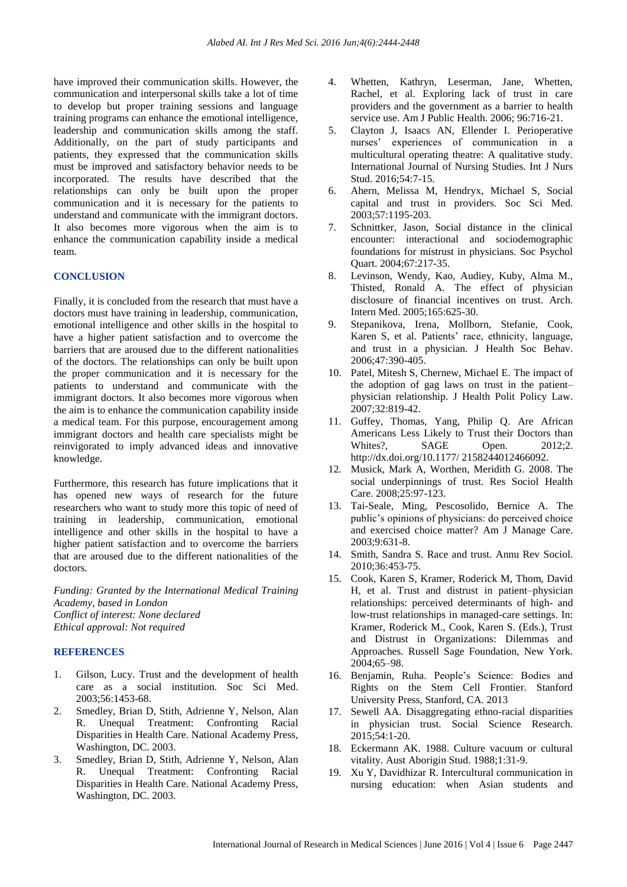have improved their communication skills. However, the communication and interpersonal skills take a lot of time to develop but proper training sessions and language training programs can enhance the emotional intelligence, leadership and communication skills among the staff. Additionally, on the part of study participants and patients, they expressed that the communication skills must be improved and satisfactory behavior needs to be incorporated. The results have described that the relationships can only be built upon the proper communication and it is necessary for the patients to understand and communicate with the immigrant doctors. It also becomes more vigorous when the aim is to enhance the communication capability inside a medical team.

## CONCLUSION

Finally, it is concluded from the research that must have a doctors must have training in leadership, communication, emotional intelligence and other skills in the hospital to have a higher patient satisfaction and to overcome the barriers that are aroused due to the different nationalities of the doctors. The relationships can only be built upon the proper communication and it is necessary for the patients to understand and communicate with the immigrant doctors. It also becomes more vigorous when the aim is to enhance the communication capability inside a medical team. For this purpose, encouragement among immigrant doctors and health care specialists might be reinvigorated to imply advanced ideas and innovative knowledge.

Furthermore, this research has future implications that it has opened new ways of research for the future researchers who want to study more this topic of need of training in leadership, communication, emotional intelligence and other skills in the hospital to have a higher patient satisfaction and to overcome the barriers that are aroused due to the different nationalities of the doctors.

*Funding: Granted by the International Medical Training Academy, based in London*
*Conflict of interest: None declared*
*Ethical approval: Not required*

## REFERENCES

1. Gilson, Lucy. Trust and the development of health care as a social institution. Soc Sci Med. 2003;56:1453-68.
2. Smedley, Brian D, Stith, Adrienne Y, Nelson, Alan R. Unequal Treatment: Confronting Racial Disparities in Health Care. National Academy Press, Washington, DC. 2003.
3. Smedley, Brian D, Stith, Adrienne Y, Nelson, Alan R. Unequal Treatment: Confronting Racial Disparities in Health Care. National Academy Press, Washington, DC. 2003.
4. Whetten, Kathryn, Leserman, Jane, Whetten, Rachel, et al. Exploring lack of trust in care providers and the government as a barrier to health service use. Am J Public Health. 2006; 96:716-21.
5. Clayton J, Isaacs AN, Ellender I. Perioperative nurses' experiences of communication in a multicultural operating theatre: A qualitative study. International Journal of Nursing Studies. Int J Nurs Stud. 2016;54:7-15.
6. Ahern, Melissa M, Hendryx, Michael S, Social capital and trust in providers. Soc Sci Med. 2003;57:1195-203.
7. Schnittker, Jason, Social distance in the clinical encounter: interactional and sociodemographic foundations for mistrust in physicians. Soc Psychol Quart. 2004;67:217-35.
8. Levinson, Wendy, Kao, Audiey, Kuby, Alma M., Thisted, Ronald A. The effect of physician disclosure of financial incentives on trust. Arch. Intern Med. 2005;165:625-30.
9. Stepanikova, Irena, Mollborn, Stefanie, Cook, Karen S, et al. Patients' race, ethnicity, language, and trust in a physician. J Health Soc Behav. 2006;47:390-405.
10. Patel, Mitesh S, Chernew, Michael E. The impact of the adoption of gag laws on trust in the patient–physician relationship. J Health Polit Policy Law. 2007;32:819-42.
11. Guffey, Thomas, Yang, Philip Q. Are African Americans Less Likely to Trust their Doctors than Whites?, SAGE Open. 2012;2. http://dx.doi.org/10.1177/ 2158244012466092.
12. Musick, Mark A, Worthen, Meridith G. 2008. The social underpinnings of trust. Res Sociol Health Care. 2008;25:97-123.
13. Tai-Seale, Ming, Pescosolido, Bernice A. The public's opinions of physicians: do perceived choice and exercised choice matter? Am J Manage Care. 2003;9:631-8.
14. Smith, Sandra S. Race and trust. Annu Rev Sociol. 2010;36:453-75.
15. Cook, Karen S, Kramer, Roderick M, Thom, David H, et al. Trust and distrust in patient–physician relationships: perceived determinants of high- and low-trust relationships in managed-care settings. In: Kramer, Roderick M., Cook, Karen S. (Eds.), Trust and Distrust in Organizations: Dilemmas and Approaches. Russell Sage Foundation, New York. 2004;65–98.
16. Benjamin, Ruha. People's Science: Bodies and Rights on the Stem Cell Frontier. Stanford University Press, Stanford, CA. 2013
17. Sewell AA. Disaggregating ethno-racial disparities in physician trust. Social Science Research. 2015;54:1-20.
18. Eckermann AK. 1988. Culture vacuum or cultural vitality. Aust Aborigin Stud. 1988;1:31-9.
19. Xu Y, Davidhizar R. Intercultural communication in nursing education: when Asian students and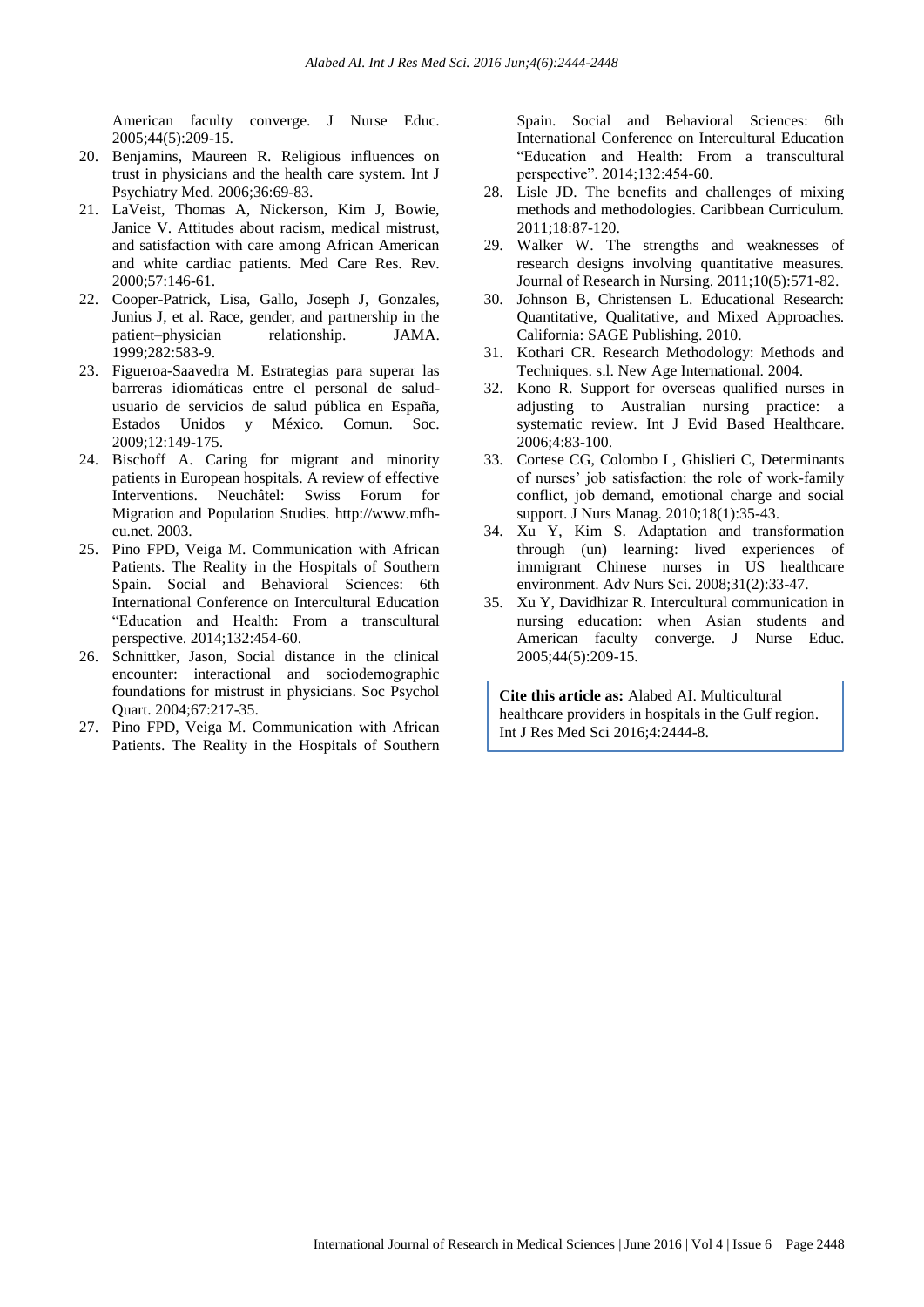American faculty converge. J Nurse Educ. 2005;44(5):209-15.

20. Benjamins, Maureen R. Religious influences on trust in physicians and the health care system. Int J Psychiatry Med. 2006;36:69-83.
21. LaVeist, Thomas A, Nickerson, Kim J, Bowie, Janice V. Attitudes about racism, medical mistrust, and satisfaction with care among African American and white cardiac patients. Med Care Res. Rev. 2000;57:146-61.
22. Cooper-Patrick, Lisa, Gallo, Joseph J, Gonzales, Junius J, et al. Race, gender, and partnership in the patient–physician relationship. JAMA. 1999;282:583-9.
23. Figueroa-Saavedra M. Estrategias para superar las barreras idiomáticas entre el personal de salud-usuario de servicios de salud pública en España, Estados Unidos y México. Comun. Soc. 2009;12:149-175.
24. Bischoff A. Caring for migrant and minority patients in European hospitals. A review of effective Interventions. Neuchâtel: Swiss Forum for Migration and Population Studies. http://www.mfh-eu.net. 2003.
25. Pino FPD, Veiga M. Communication with African Patients. The Reality in the Hospitals of Southern Spain. Social and Behavioral Sciences: 6th International Conference on Intercultural Education "Education and Health: From a transcultural perspective. 2014;132:454-60.
26. Schnittker, Jason, Social distance in the clinical encounter: interactional and sociodemographic foundations for mistrust in physicians. Soc Psychol Quart. 2004;67:217-35.
27. Pino FPD, Veiga M. Communication with African Patients. The Reality in the Hospitals of Southern Spain. Social and Behavioral Sciences: 6th International Conference on Intercultural Education "Education and Health: From a transcultural perspective". 2014;132:454-60.
28. Lisle JD. The benefits and challenges of mixing methods and methodologies. Caribbean Curriculum. 2011;18:87-120.
29. Walker W. The strengths and weaknesses of research designs involving quantitative measures. Journal of Research in Nursing. 2011;10(5):571-82.
30. Johnson B, Christensen L. Educational Research: Quantitative, Qualitative, and Mixed Approaches. California: SAGE Publishing. 2010.
31. Kothari CR. Research Methodology: Methods and Techniques. s.l. New Age International. 2004.
32. Kono R. Support for overseas qualified nurses in adjusting to Australian nursing practice: a systematic review. Int J Evid Based Healthcare. 2006;4:83-100.
33. Cortese CG, Colombo L, Ghislieri C, Determinants of nurses' job satisfaction: the role of work-family conflict, job demand, emotional charge and social support. J Nurs Manag. 2010;18(1):35-43.
34. Xu Y, Kim S. Adaptation and transformation through (un) learning: lived experiences of immigrant Chinese nurses in US healthcare environment. Adv Nurs Sci. 2008;31(2):33-47.
35. Xu Y, Davidhizar R. Intercultural communication in nursing education: when Asian students and American faculty converge. J Nurse Educ. 2005;44(5):209-15.

**Cite this article as:** Alabed AI. Multicultural healthcare providers in hospitals in the Gulf region. Int J Res Med Sci 2016;4:2444-8.